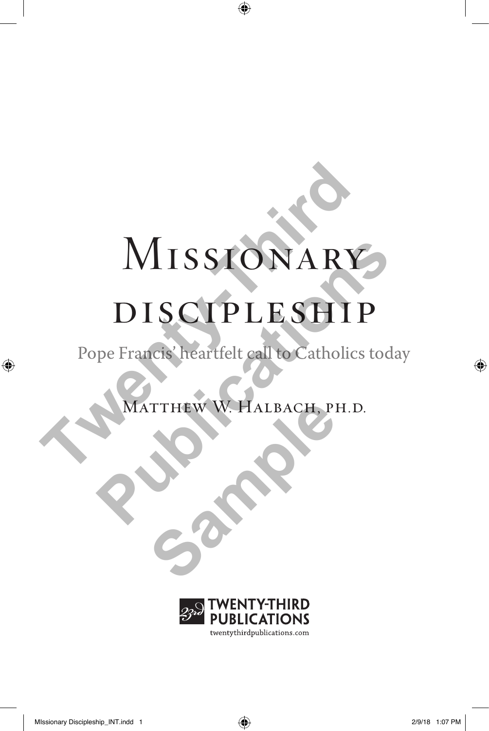# Missionary discipleship

Pope Francis' heartfelt call to Catholics today

Matthew W. Halbach, ph.d.

TWENTY-THIRD PUBLICATIONS

twentythirdpublications.com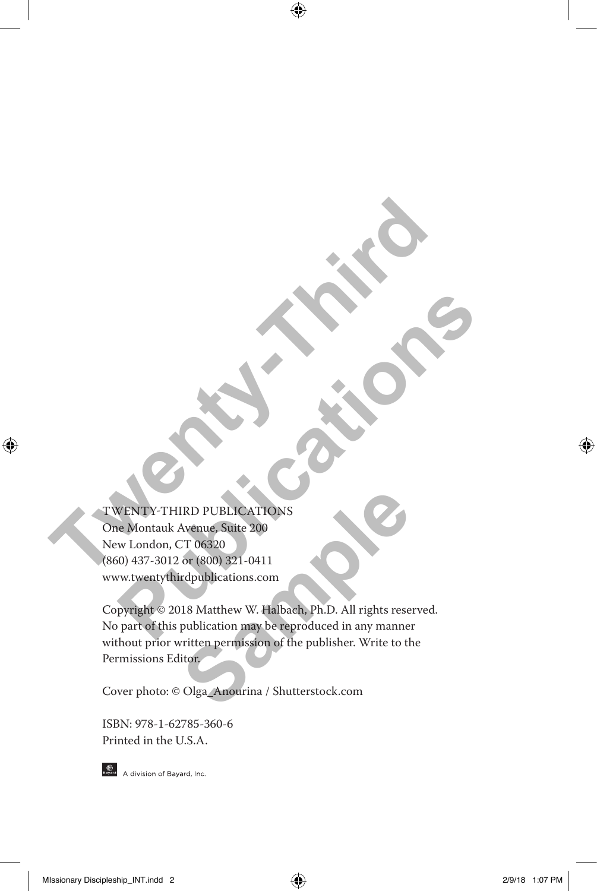TWENTY-THIRD PUBLICATIONS
One Montauk Avenue, Suite 200
New London, CT 06320
(860) 437-3012 or (800) 321-0411
www.twentythirdpublications.com

Copyright © 2018 Matthew W. Halbach, Ph.D. All rights reserved. No part of this publication may be reproduced in any manner without prior written permission of the publisher. Write to the Permissions Editor.

Cover photo: © Olga_Anourina / Shutterstock.com

ISBN: 978-1-62785-360-6
Printed in the U.S.A.

A division of Bayard, Inc.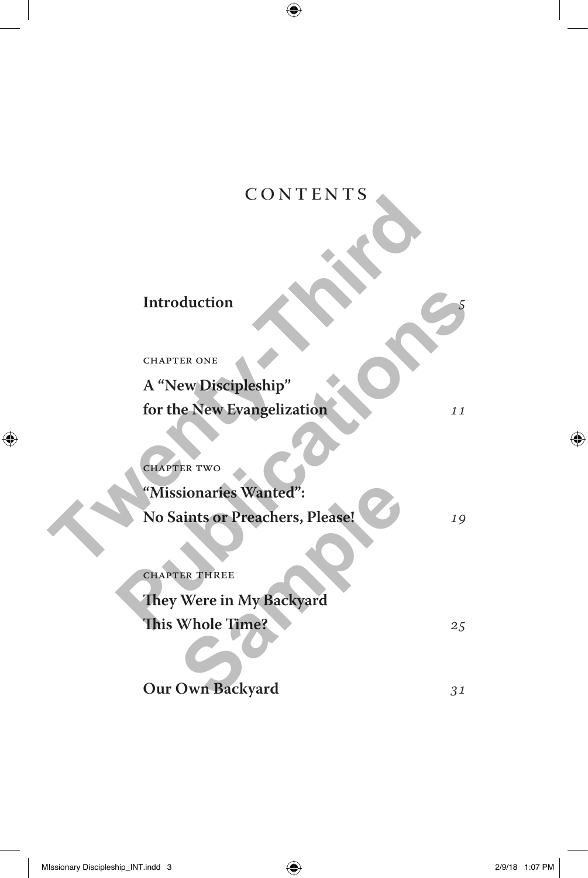# CONTENTS

**Introduction** *5*

CHAPTER ONE

**A "New Discipleship" for the New Evangelization** *11*

CHAPTER TWO

**"Missionaries Wanted": No Saints or Preachers, Please!** *19*

CHAPTER THREE

**They Were in My Backyard This Whole Time?** *25*

**Our Own Backyard** *31*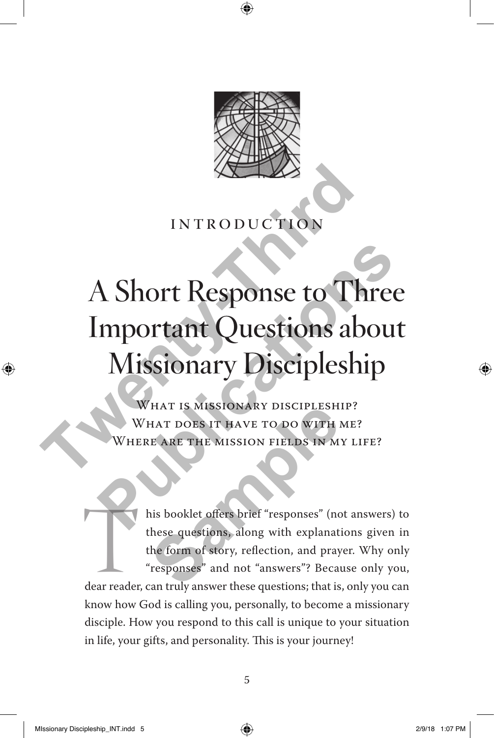INTRODUCTION

# A Short Response to Three Important Questions about Missionary Discipleship

What is missionary discipleship?
What does it have to do with me?
Where are the mission fields in my life?

This booklet offers brief "responses" (not answers) to these questions, along with explanations given in the form of story, reflection, and prayer. Why only "responses" and not "answers"? Because only you, dear reader, can truly answer these questions; that is, only you can know how God is calling you, personally, to become a missionary disciple. How you respond to this call is unique to your situation in life, your gifts, and personality. This is your journey!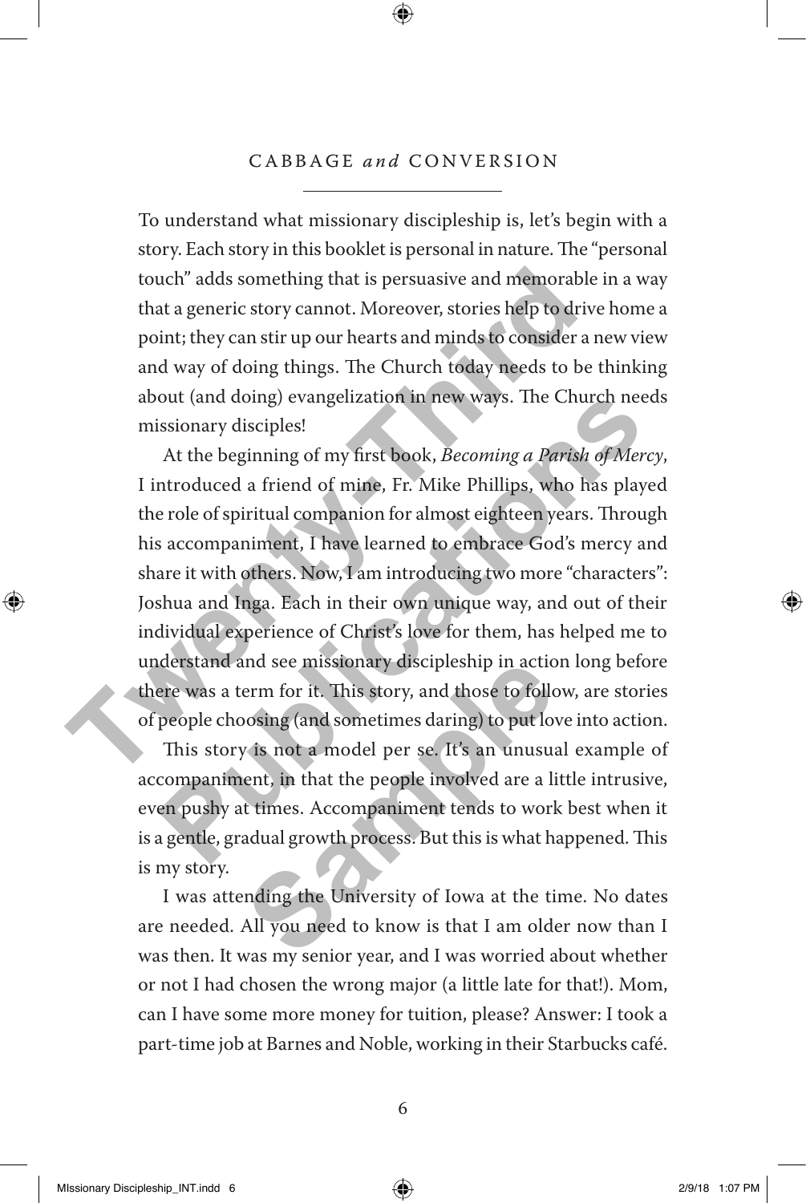## CABBAGE *and* CONVERSION

To understand what missionary discipleship is, let's begin with a story. Each story in this booklet is personal in nature. The "personal touch" adds something that is persuasive and memorable in a way that a generic story cannot. Moreover, stories help to drive home a point; they can stir up our hearts and minds to consider a new view and way of doing things. The Church today needs to be thinking about (and doing) evangelization in new ways. The Church needs missionary disciples!

At the beginning of my first book, *Becoming a Parish of Mercy*, I introduced a friend of mine, Fr. Mike Phillips, who has played the role of spiritual companion for almost eighteen years. Through his accompaniment, I have learned to embrace God's mercy and share it with others. Now, I am introducing two more "characters": Joshua and Inga. Each in their own unique way, and out of their individual experience of Christ's love for them, has helped me to understand and see missionary discipleship in action long before there was a term for it. This story, and those to follow, are stories of people choosing (and sometimes daring) to put love into action.

This story is not a model per se. It's an unusual example of accompaniment, in that the people involved are a little intrusive, even pushy at times. Accompaniment tends to work best when it is a gentle, gradual growth process. But this is what happened. This is my story.

I was attending the University of Iowa at the time. No dates are needed. All you need to know is that I am older now than I was then. It was my senior year, and I was worried about whether or not I had chosen the wrong major (a little late for that!). Mom, can I have some more money for tuition, please? Answer: I took a part-time job at Barnes and Noble, working in their Starbucks café.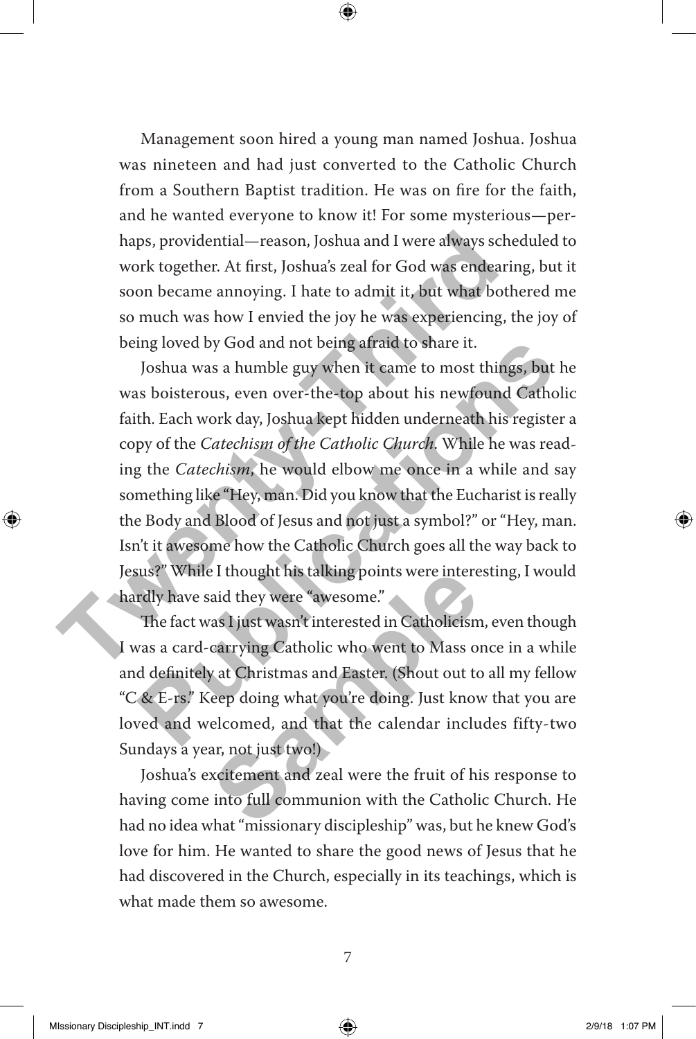Management soon hired a young man named Joshua. Joshua was nineteen and had just converted to the Catholic Church from a Southern Baptist tradition. He was on fire for the faith, and he wanted everyone to know it! For some mysterious—perhaps, providential—reason, Joshua and I were always scheduled to work together. At first, Joshua's zeal for God was endearing, but it soon became annoying. I hate to admit it, but what bothered me so much was how I envied the joy he was experiencing, the joy of being loved by God and not being afraid to share it.

Joshua was a humble guy when it came to most things, but he was boisterous, even over-the-top about his newfound Catholic faith. Each work day, Joshua kept hidden underneath his register a copy of the *Catechism of the Catholic Church*. While he was reading the *Catechism*, he would elbow me once in a while and say something like "Hey, man. Did you know that the Eucharist is really the Body and Blood of Jesus and not just a symbol?" or "Hey, man. Isn't it awesome how the Catholic Church goes all the way back to Jesus?" While I thought his talking points were interesting, I would hardly have said they were "awesome."

The fact was I just wasn't interested in Catholicism, even though I was a card-carrying Catholic who went to Mass once in a while and definitely at Christmas and Easter. (Shout out to all my fellow "C & E-rs." Keep doing what you're doing. Just know that you are loved and welcomed, and that the calendar includes fifty-two Sundays a year, not just two!)

Joshua's excitement and zeal were the fruit of his response to having come into full communion with the Catholic Church. He had no idea what "missionary discipleship" was, but he knew God's love for him. He wanted to share the good news of Jesus that he had discovered in the Church, especially in its teachings, which is what made them so awesome.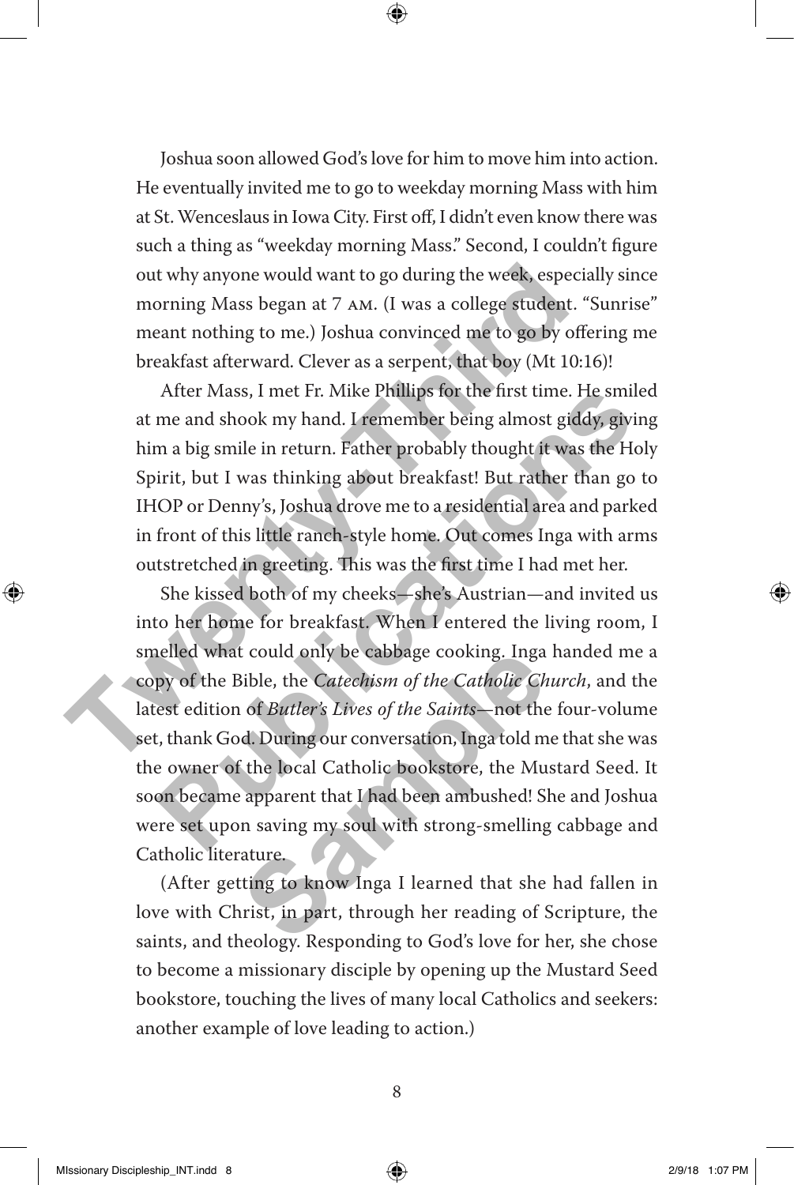Joshua soon allowed God's love for him to move him into action. He eventually invited me to go to weekday morning Mass with him at St. Wenceslaus in Iowa City. First off, I didn't even know there was such a thing as "weekday morning Mass." Second, I couldn't figure out why anyone would want to go during the week, especially since morning Mass began at 7 AM. (I was a college student. "Sunrise" meant nothing to me.) Joshua convinced me to go by offering me breakfast afterward. Clever as a serpent, that boy (Mt 10:16)!

After Mass, I met Fr. Mike Phillips for the first time. He smiled at me and shook my hand. I remember being almost giddy, giving him a big smile in return. Father probably thought it was the Holy Spirit, but I was thinking about breakfast! But rather than go to IHOP or Denny's, Joshua drove me to a residential area and parked in front of this little ranch-style home. Out comes Inga with arms outstretched in greeting. This was the first time I had met her.

She kissed both of my cheeks—she's Austrian—and invited us into her home for breakfast. When I entered the living room, I smelled what could only be cabbage cooking. Inga handed me a copy of the Bible, the *Catechism of the Catholic Church*, and the latest edition of *Butler's Lives of the Saints*—not the four-volume set, thank God. During our conversation, Inga told me that she was the owner of the local Catholic bookstore, the Mustard Seed. It soon became apparent that I had been ambushed! She and Joshua were set upon saving my soul with strong-smelling cabbage and Catholic literature.

(After getting to know Inga I learned that she had fallen in love with Christ, in part, through her reading of Scripture, the saints, and theology. Responding to God's love for her, she chose to become a missionary disciple by opening up the Mustard Seed bookstore, touching the lives of many local Catholics and seekers: another example of love leading to action.)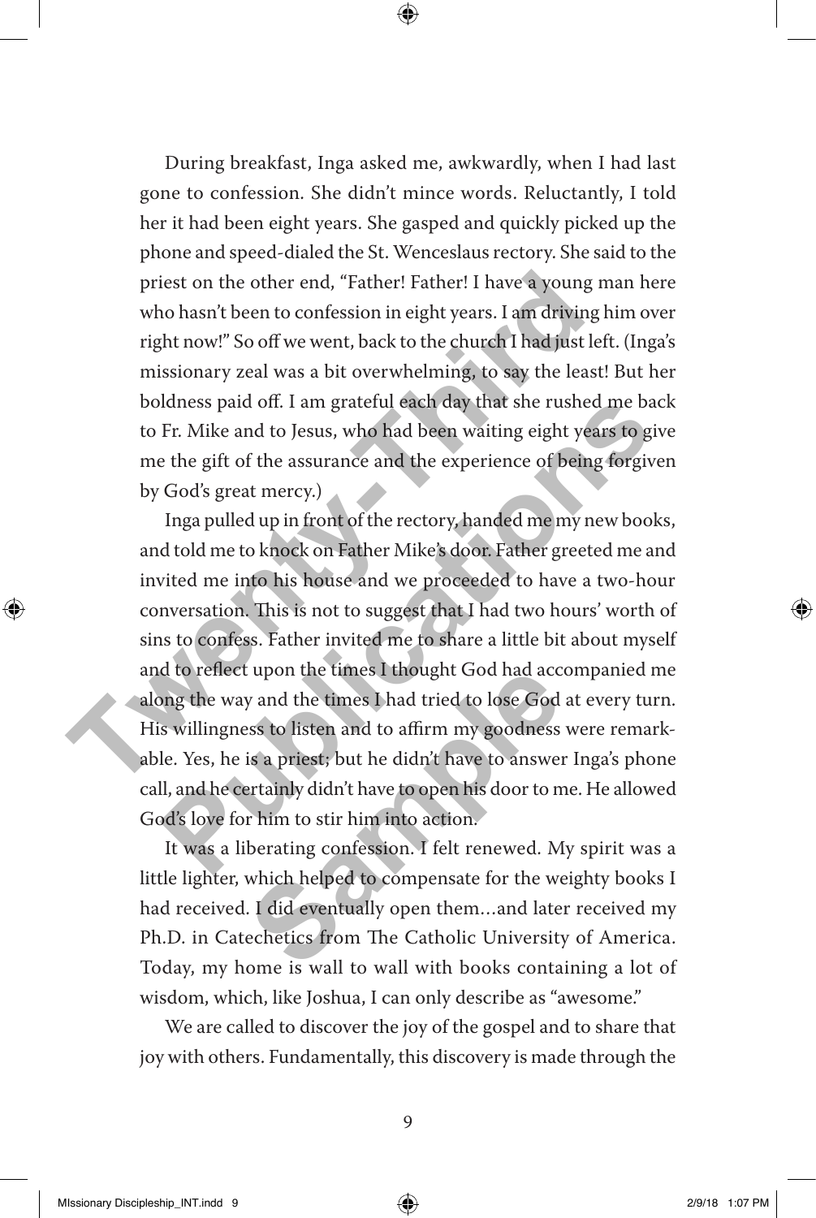During breakfast, Inga asked me, awkwardly, when I had last gone to confession. She didn't mince words. Reluctantly, I told her it had been eight years. She gasped and quickly picked up the phone and speed-dialed the St. Wenceslaus rectory. She said to the priest on the other end, "Father! Father! I have a young man here who hasn't been to confession in eight years. I am driving him over right now!" So off we went, back to the church I had just left. (Inga's missionary zeal was a bit overwhelming, to say the least! But her boldness paid off. I am grateful each day that she rushed me back to Fr. Mike and to Jesus, who had been waiting eight years to give me the gift of the assurance and the experience of being forgiven by God's great mercy.)

Inga pulled up in front of the rectory, handed me my new books, and told me to knock on Father Mike's door. Father greeted me and invited me into his house and we proceeded to have a two-hour conversation. This is not to suggest that I had two hours' worth of sins to confess. Father invited me to share a little bit about myself and to reflect upon the times I thought God had accompanied me along the way and the times I had tried to lose God at every turn. His willingness to listen and to affirm my goodness were remarkable. Yes, he is a priest; but he didn't have to answer Inga's phone call, and he certainly didn't have to open his door to me. He allowed God's love for him to stir him into action.

It was a liberating confession. I felt renewed. My spirit was a little lighter, which helped to compensate for the weighty books I had received. I did eventually open them…and later received my Ph.D. in Catechetics from The Catholic University of America. Today, my home is wall to wall with books containing a lot of wisdom, which, like Joshua, I can only describe as "awesome."

We are called to discover the joy of the gospel and to share that joy with others. Fundamentally, this discovery is made through the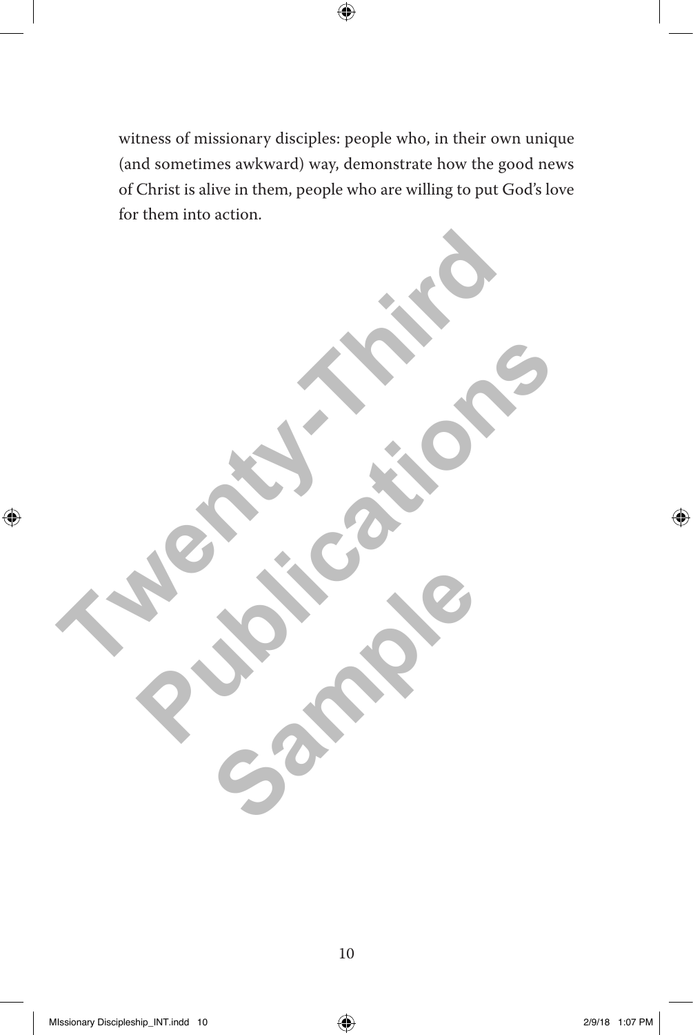witness of missionary disciples: people who, in their own unique (and sometimes awkward) way, demonstrate how the good news of Christ is alive in them, people who are willing to put God's love for them into action.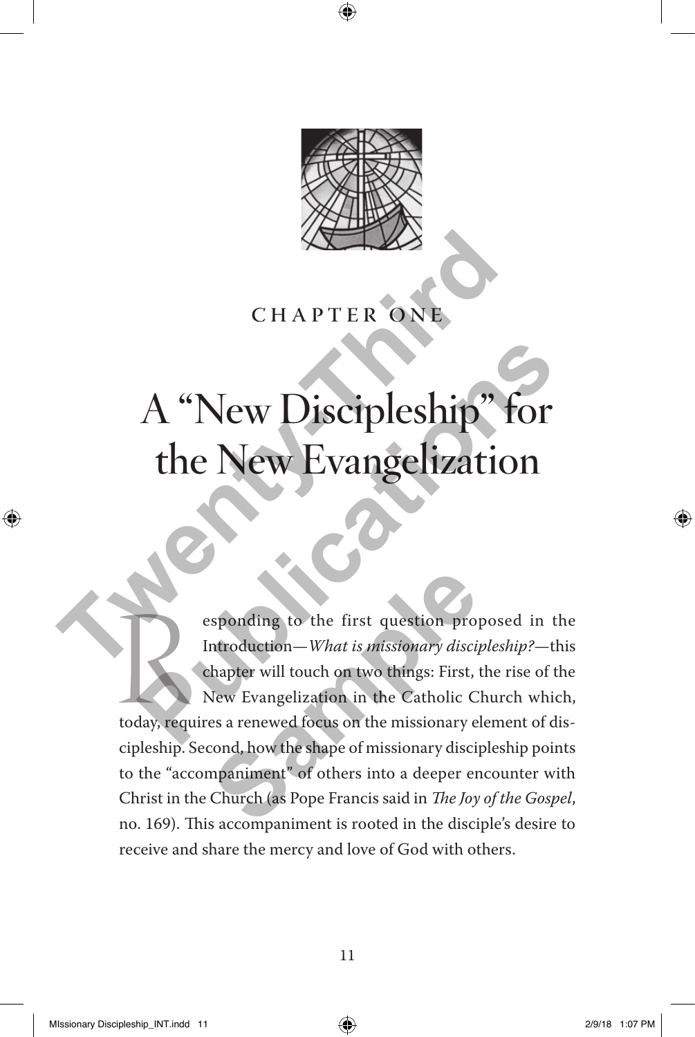CHAPTER ONE

# A "New Discipleship" for the New Evangelization

Responding to the first question proposed in the Introduction—*What is missionary discipleship?*—this chapter will touch on two things: First, the rise of the New Evangelization in the Catholic Church which, today, requires a renewed focus on the missionary element of discipleship. Second, how the shape of missionary discipleship points to the "accompaniment" of others into a deeper encounter with Christ in the Church (as Pope Francis said in *The Joy of the Gospel*, no. 169). This accompaniment is rooted in the disciple's desire to receive and share the mercy and love of God with others.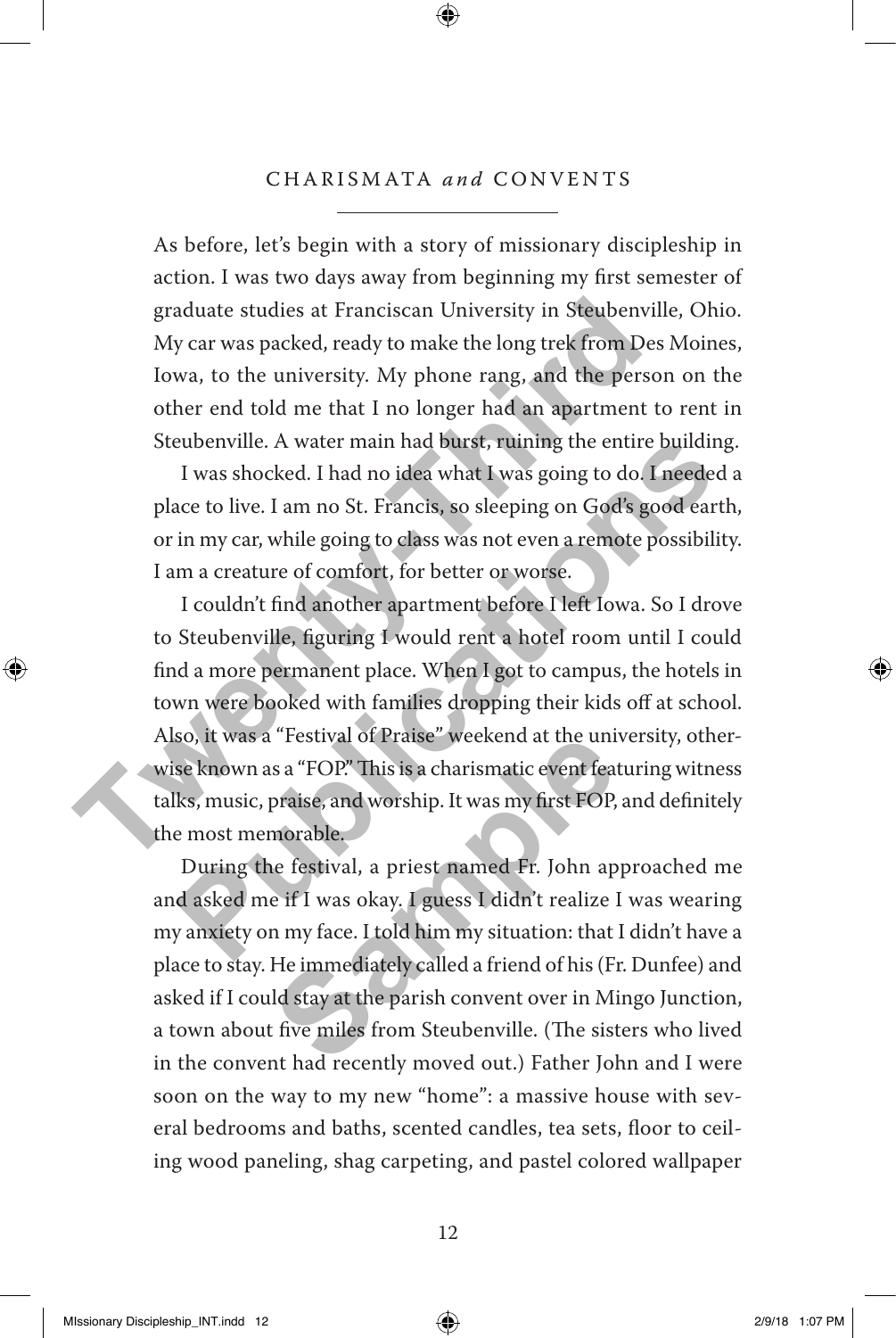## CHARISMATA *and* CONVENTS

As before, let's begin with a story of missionary discipleship in action. I was two days away from beginning my first semester of graduate studies at Franciscan University in Steubenville, Ohio. My car was packed, ready to make the long trek from Des Moines, Iowa, to the university. My phone rang, and the person on the other end told me that I no longer had an apartment to rent in Steubenville. A water main had burst, ruining the entire building.

I was shocked. I had no idea what I was going to do. I needed a place to live. I am no St. Francis, so sleeping on God's good earth, or in my car, while going to class was not even a remote possibility. I am a creature of comfort, for better or worse.

I couldn't find another apartment before I left Iowa. So I drove to Steubenville, figuring I would rent a hotel room until I could find a more permanent place. When I got to campus, the hotels in town were booked with families dropping their kids off at school. Also, it was a "Festival of Praise" weekend at the university, otherwise known as a "FOP." This is a charismatic event featuring witness talks, music, praise, and worship. It was my first FOP, and definitely the most memorable.

During the festival, a priest named Fr. John approached me and asked me if I was okay. I guess I didn't realize I was wearing my anxiety on my face. I told him my situation: that I didn't have a place to stay. He immediately called a friend of his (Fr. Dunfee) and asked if I could stay at the parish convent over in Mingo Junction, a town about five miles from Steubenville. (The sisters who lived in the convent had recently moved out.) Father John and I were soon on the way to my new "home": a massive house with several bedrooms and baths, scented candles, tea sets, floor to ceiling wood paneling, shag carpeting, and pastel colored wallpaper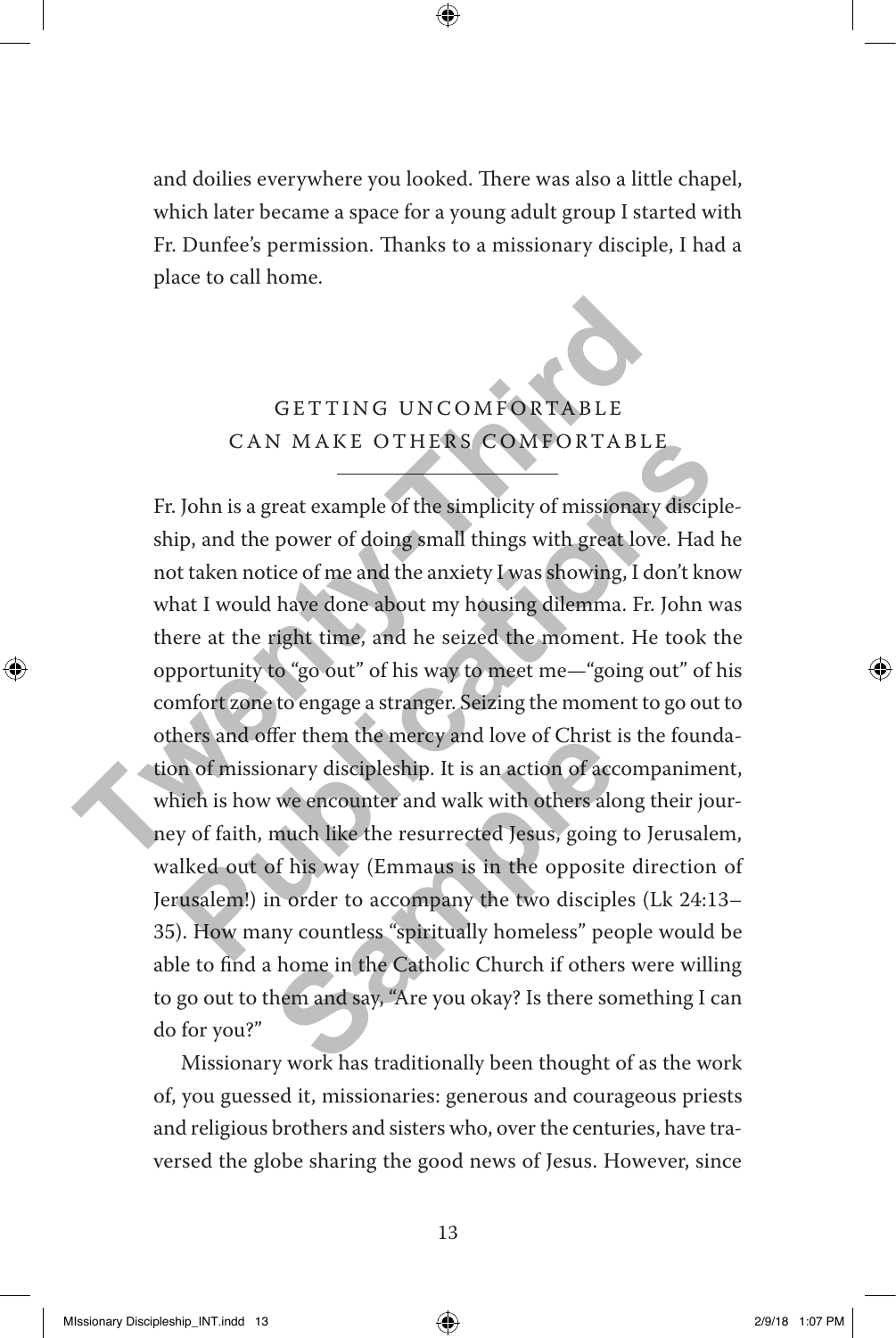and doilies everywhere you looked. There was also a little chapel, which later became a space for a young adult group I started with Fr. Dunfee's permission. Thanks to a missionary disciple, I had a place to call home.

## GETTING UNCOMFORTABLE CAN MAKE OTHERS COMFORTABLE

Fr. John is a great example of the simplicity of missionary discipleship, and the power of doing small things with great love. Had he not taken notice of me and the anxiety I was showing, I don't know what I would have done about my housing dilemma. Fr. John was there at the right time, and he seized the moment. He took the opportunity to "go out" of his way to meet me—"going out" of his comfort zone to engage a stranger. Seizing the moment to go out to others and offer them the mercy and love of Christ is the foundation of missionary discipleship. It is an action of accompaniment, which is how we encounter and walk with others along their journey of faith, much like the resurrected Jesus, going to Jerusalem, walked out of his way (Emmaus is in the opposite direction of Jerusalem!) in order to accompany the two disciples (Lk 24:13–35). How many countless "spiritually homeless" people would be able to find a home in the Catholic Church if others were willing to go out to them and say, "Are you okay? Is there something I can do for you?"

Missionary work has traditionally been thought of as the work of, you guessed it, missionaries: generous and courageous priests and religious brothers and sisters who, over the centuries, have traversed the globe sharing the good news of Jesus. However, since